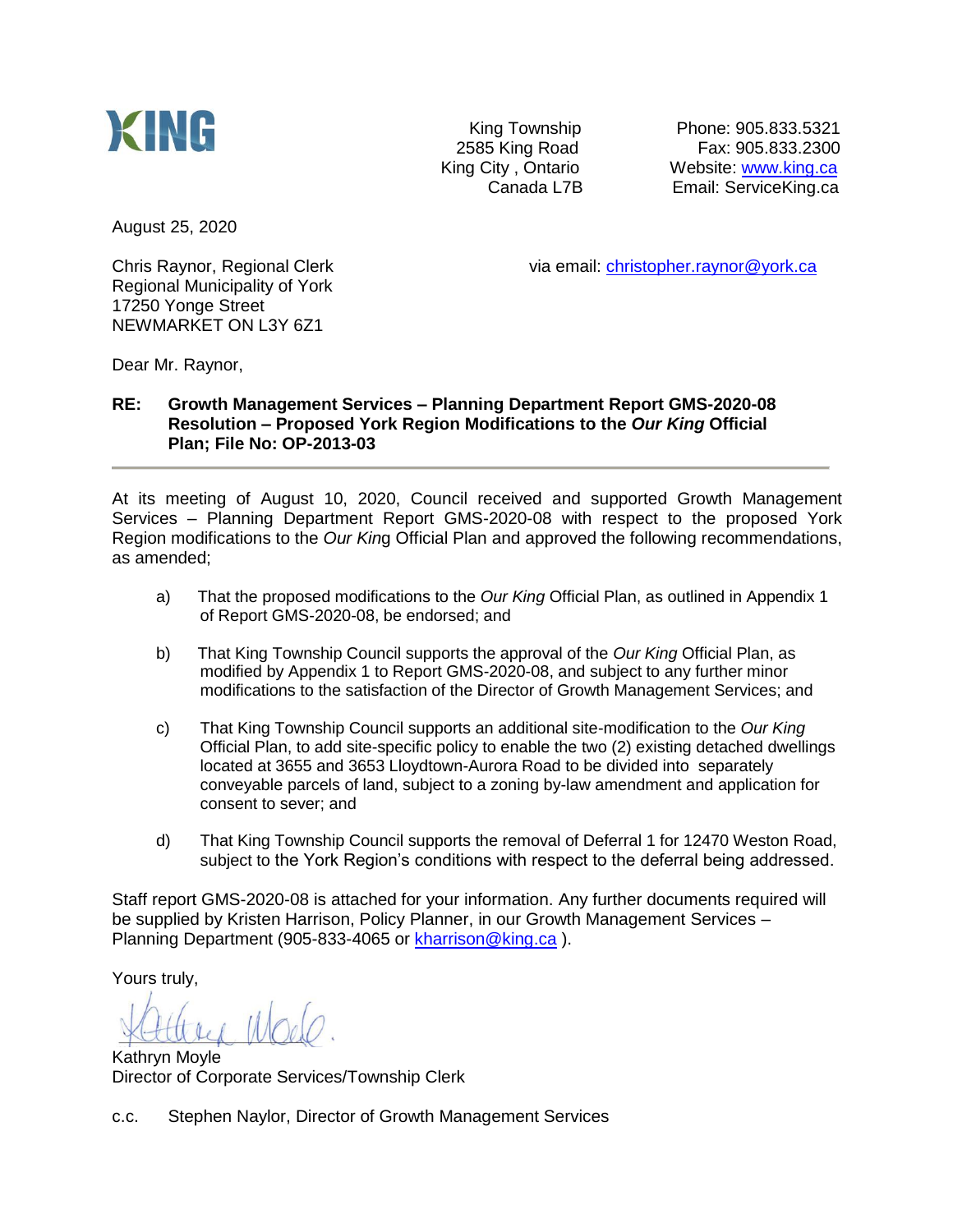KING

King Township
2585 King Road
King City , Ontario
Canada L7B

Phone: 905.833.5321
Fax: 905.833.2300
Website: www.king.ca
Email: ServiceKing.ca

August 25, 2020

Chris Raynor, Regional Clerk
Regional Municipality of York
17250 Yonge Street
NEWMARKET ON L3Y 6Z1

via email: christopher.raynor@york.ca

Dear Mr. Raynor,

**RE: Growth Management Services – Planning Department Report GMS-2020-08 Resolution – Proposed York Region Modifications to the *Our King* Official Plan; File No: OP-2013-03**

---

At its meeting of August 10, 2020, Council received and supported Growth Management Services – Planning Department Report GMS-2020-08 with respect to the proposed York Region modifications to the *Our King* Official Plan and approved the following recommendations, as amended;

a) That the proposed modifications to the *Our King* Official Plan, as outlined in Appendix 1 of Report GMS-2020-08, be endorsed; and

b) That King Township Council supports the approval of the *Our King* Official Plan, as modified by Appendix 1 to Report GMS-2020-08, and subject to any further minor modifications to the satisfaction of the Director of Growth Management Services; and

c) That King Township Council supports an additional site-modification to the *Our King* Official Plan, to add site-specific policy to enable the two (2) existing detached dwellings located at 3655 and 3653 Lloydtown-Aurora Road to be divided into separately conveyable parcels of land, subject to a zoning by-law amendment and application for consent to sever; and

d) That King Township Council supports the removal of Deferral 1 for 12470 Weston Road, subject to the York Region's conditions with respect to the deferral being addressed.

Staff report GMS-2020-08 is attached for your information. Any further documents required will be supplied by Kristen Harrison, Policy Planner, in our Growth Management Services – Planning Department (905-833-4065 or kharrison@king.ca ).

Yours truly,

Kathryn Moyle
Director of Corporate Services/Township Clerk

c.c. Stephen Naylor, Director of Growth Management Services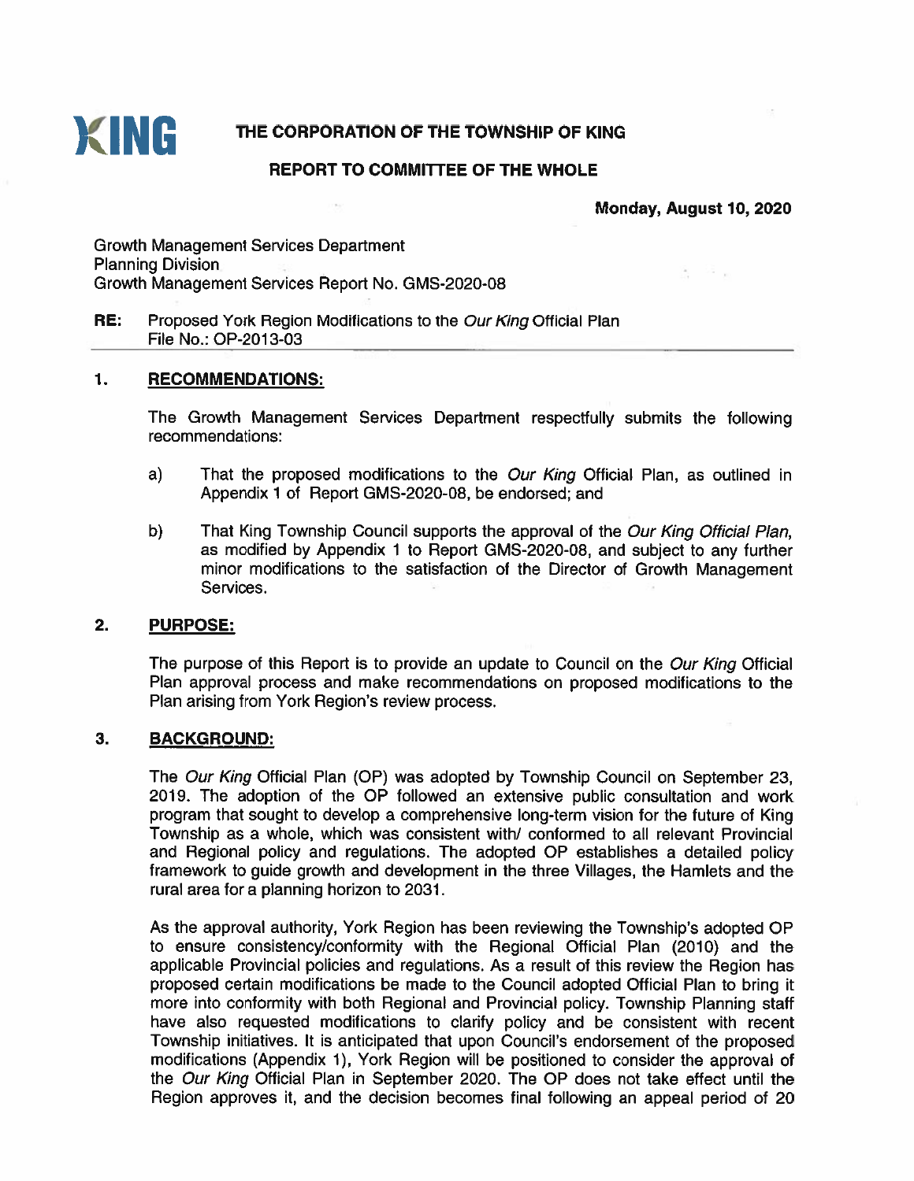**KING**

**THE CORPORATION OF THE TOWNSHIP OF KING**

**REPORT TO COMMITTEE OF THE WHOLE**

**Monday, August 10, 2020**

Growth Management Services Department
Planning Division
Growth Management Services Report No. GMS-2020-08

**RE:** Proposed York Region Modifications to the *Our King* Official Plan
File No.: OP-2013-03

## 1. RECOMMENDATIONS:

The Growth Management Services Department respectfully submits the following recommendations:

a) That the proposed modifications to the *Our King* Official Plan, as outlined in Appendix 1 of Report GMS-2020-08, be endorsed; and

b) That King Township Council supports the approval of the *Our King Official Plan*, as modified by Appendix 1 to Report GMS-2020-08, and subject to any further minor modifications to the satisfaction of the Director of Growth Management Services.

## 2. PURPOSE:

The purpose of this Report is to provide an update to Council on the *Our King* Official Plan approval process and make recommendations on proposed modifications to the Plan arising from York Region's review process.

## 3. BACKGROUND:

The *Our King* Official Plan (OP) was adopted by Township Council on September 23, 2019. The adoption of the OP followed an extensive public consultation and work program that sought to develop a comprehensive long-term vision for the future of King Township as a whole, which was consistent with/ conformed to all relevant Provincial and Regional policy and regulations. The adopted OP establishes a detailed policy framework to guide growth and development in the three Villages, the Hamlets and the rural area for a planning horizon to 2031.

As the approval authority, York Region has been reviewing the Township's adopted OP to ensure consistency/conformity with the Regional Official Plan (2010) and the applicable Provincial policies and regulations. As a result of this review the Region has proposed certain modifications be made to the Council adopted Official Plan to bring it more into conformity with both Regional and Provincial policy. Township Planning staff have also requested modifications to clarify policy and be consistent with recent Township initiatives. It is anticipated that upon Council's endorsement of the proposed modifications (Appendix 1), York Region will be positioned to consider the approval of the *Our King* Official Plan in September 2020. The OP does not take effect until the Region approves it, and the decision becomes final following an appeal period of 20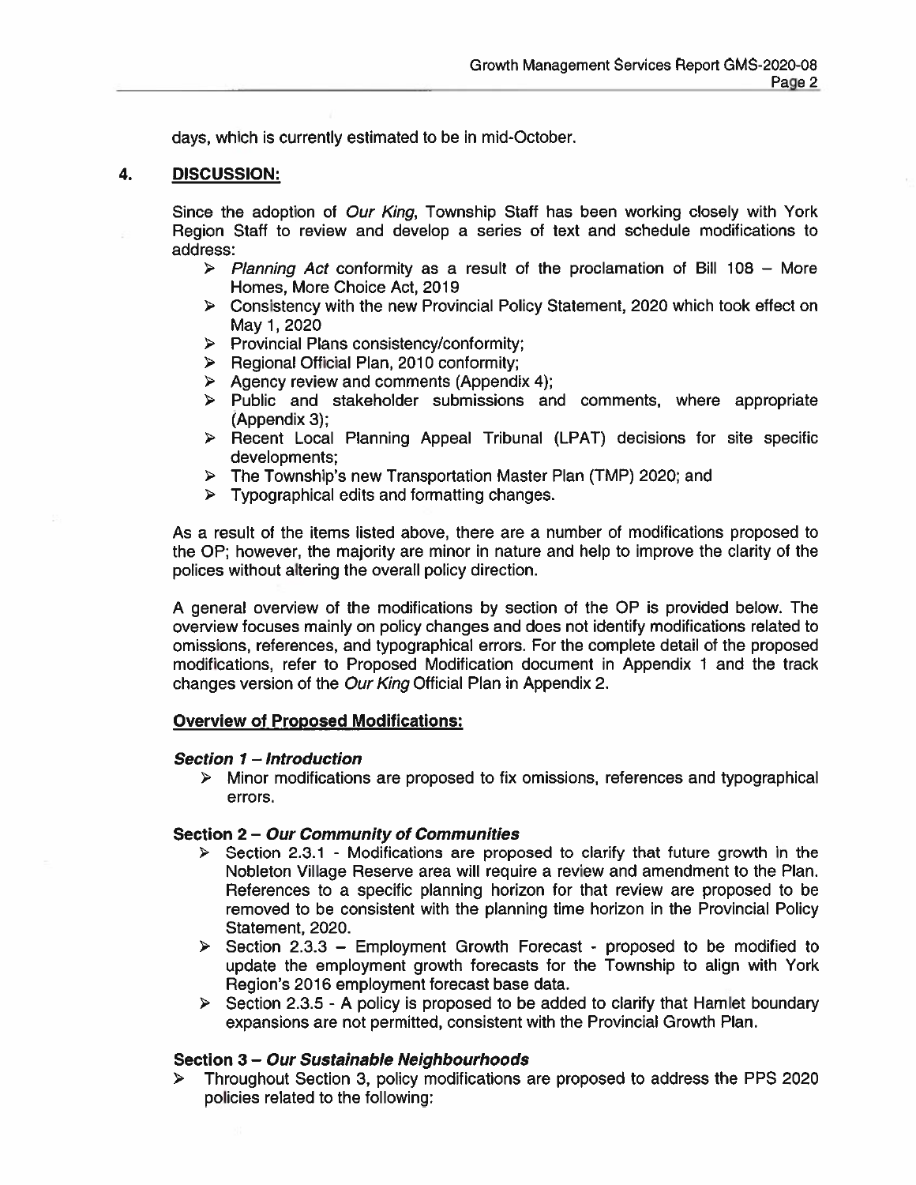days, which is currently estimated to be in mid-October.

## 4. DISCUSSION:

Since the adoption of *Our King*, Township Staff has been working closely with York Region Staff to review and develop a series of text and schedule modifications to address:

- *Planning Act* conformity as a result of the proclamation of Bill 108 – More Homes, More Choice Act, 2019
- Consistency with the new Provincial Policy Statement, 2020 which took effect on May 1, 2020
- Provincial Plans consistency/conformity;
- Regional Official Plan, 2010 conformity;
- Agency review and comments (Appendix 4);
- Public and stakeholder submissions and comments, where appropriate (Appendix 3);
- Recent Local Planning Appeal Tribunal (LPAT) decisions for site specific developments;
- The Township's new Transportation Master Plan (TMP) 2020; and
- Typographical edits and formatting changes.

As a result of the items listed above, there are a number of modifications proposed to the OP; however, the majority are minor in nature and help to improve the clarity of the polices without altering the overall policy direction.

A general overview of the modifications by section of the OP is provided below. The overview focuses mainly on policy changes and does not identify modifications related to omissions, references, and typographical errors. For the complete detail of the proposed modifications, refer to Proposed Modification document in Appendix 1 and the track changes version of the *Our King* Official Plan in Appendix 2.

**Overview of Proposed Modifications:**

***Section 1 – Introduction***

- Minor modifications are proposed to fix omissions, references and typographical errors.

**Section 2 – *Our Community of Communities***

- Section 2.3.1 - Modifications are proposed to clarify that future growth in the Nobleton Village Reserve area will require a review and amendment to the Plan. References to a specific planning horizon for that review are proposed to be removed to be consistent with the planning time horizon in the Provincial Policy Statement, 2020.
- Section 2.3.3 – Employment Growth Forecast - proposed to be modified to update the employment growth forecasts for the Township to align with York Region's 2016 employment forecast base data.
- Section 2.3.5 - A policy is proposed to be added to clarify that Hamlet boundary expansions are not permitted, consistent with the Provincial Growth Plan.

**Section 3 – *Our Sustainable Neighbourhoods***

- Throughout Section 3, policy modifications are proposed to address the PPS 2020 policies related to the following: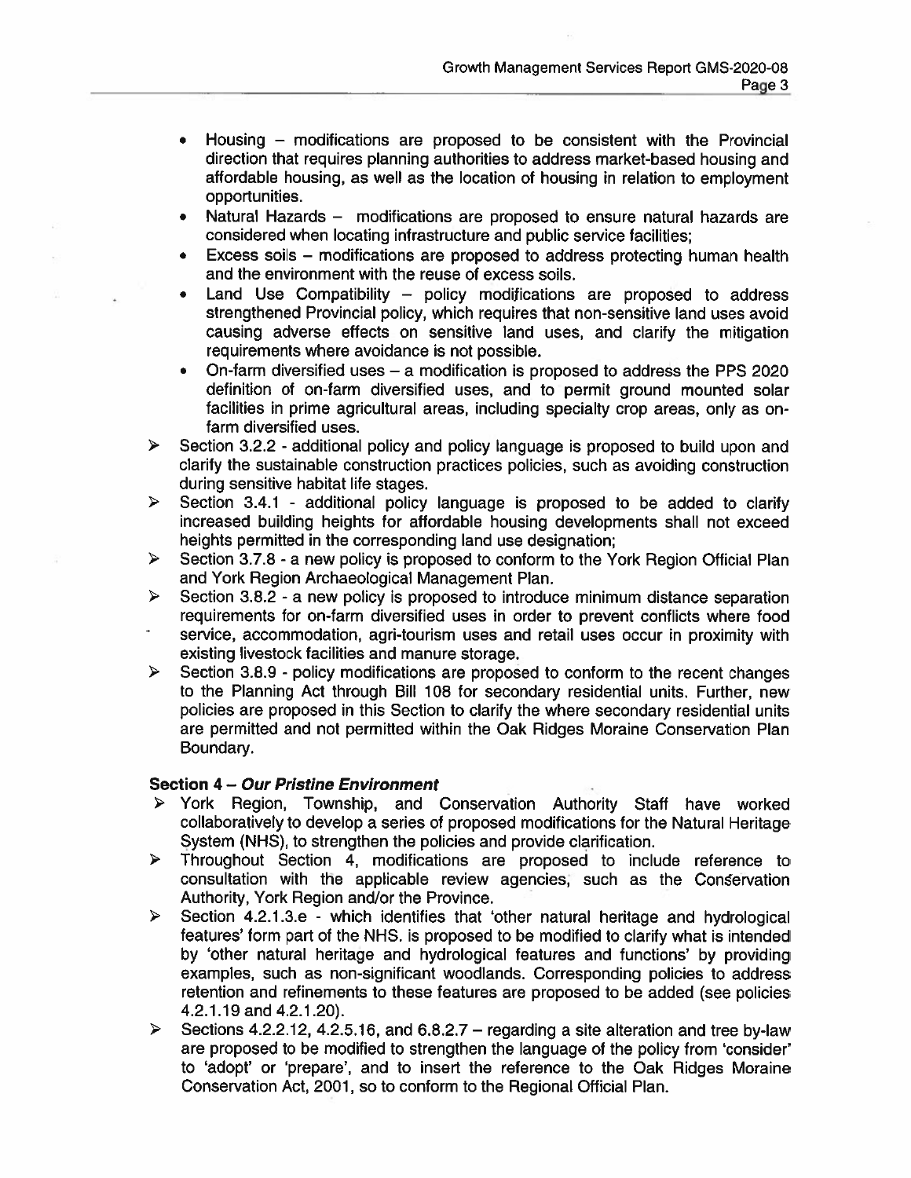- Housing – modifications are proposed to be consistent with the Provincial direction that requires planning authorities to address market-based housing and affordable housing, as well as the location of housing in relation to employment opportunities.
- Natural Hazards – modifications are proposed to ensure natural hazards are considered when locating infrastructure and public service facilities;
- Excess soils – modifications are proposed to address protecting human health and the environment with the reuse of excess soils.
- Land Use Compatibility – policy modifications are proposed to address strengthened Provincial policy, which requires that non-sensitive land uses avoid causing adverse effects on sensitive land uses, and clarify the mitigation requirements where avoidance is not possible.
- On-farm diversified uses – a modification is proposed to address the PPS 2020 definition of on-farm diversified uses, and to permit ground mounted solar facilities in prime agricultural areas, including specialty crop areas, only as on-farm diversified uses.

- Section 3.2.2 - additional policy and policy language is proposed to build upon and clarify the sustainable construction practices policies, such as avoiding construction during sensitive habitat life stages.
- Section 3.4.1 - additional policy language is proposed to be added to clarify increased building heights for affordable housing developments shall not exceed heights permitted in the corresponding land use designation;
- Section 3.7.8 - a new policy is proposed to conform to the York Region Official Plan and York Region Archaeological Management Plan.
- Section 3.8.2 - a new policy is proposed to introduce minimum distance separation requirements for on-farm diversified uses in order to prevent conflicts where food service, accommodation, agri-tourism uses and retail uses occur in proximity with existing livestock facilities and manure storage.
- Section 3.8.9 - policy modifications are proposed to conform to the recent changes to the Planning Act through Bill 108 for secondary residential units. Further, new policies are proposed in this Section to clarify the where secondary residential units are permitted and not permitted within the Oak Ridges Moraine Conservation Plan Boundary.

**Section 4 – *Our Pristine Environment***

- York Region, Township, and Conservation Authority Staff have worked collaboratively to develop a series of proposed modifications for the Natural Heritage System (NHS), to strengthen the policies and provide clarification.
- Throughout Section 4, modifications are proposed to include reference to consultation with the applicable review agencies, such as the Conservation Authority, York Region and/or the Province.
- Section 4.2.1.3.e - which identifies that 'other natural heritage and hydrological features' form part of the NHS. is proposed to be modified to clarify what is intended by 'other natural heritage and hydrological features and functions' by providing examples, such as non-significant woodlands. Corresponding policies to address retention and refinements to these features are proposed to be added (see policies 4.2.1.19 and 4.2.1.20).
- Sections 4.2.2.12, 4.2.5.16, and 6.8.2.7 – regarding a site alteration and tree by-law are proposed to be modified to strengthen the language of the policy from 'consider' to 'adopt' or 'prepare', and to insert the reference to the Oak Ridges Moraine Conservation Act, 2001, so to conform to the Regional Official Plan.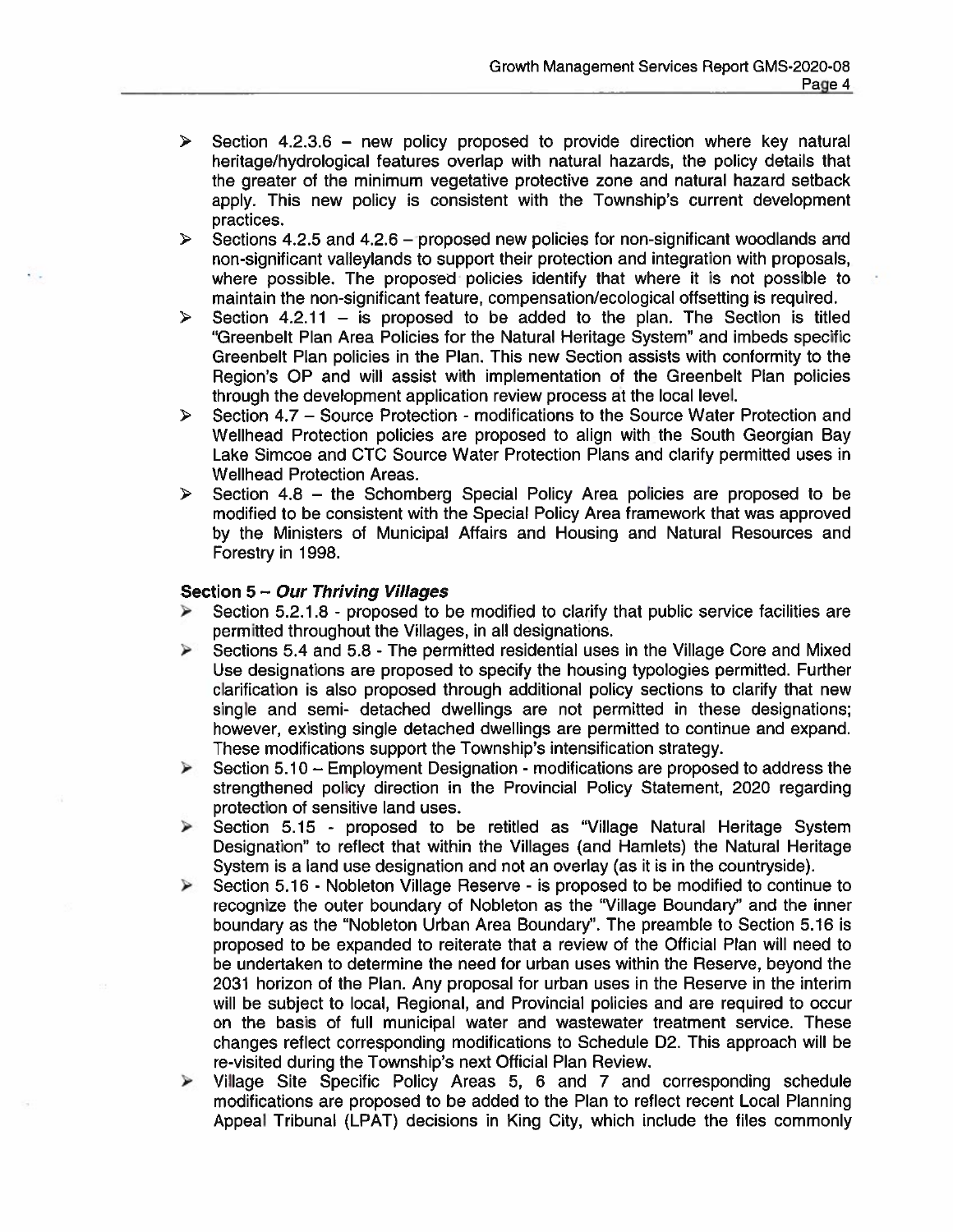- Section 4.2.3.6 – new policy proposed to provide direction where key natural heritage/hydrological features overlap with natural hazards, the policy details that the greater of the minimum vegetative protective zone and natural hazard setback apply. This new policy is consistent with the Township's current development practices.
- Sections 4.2.5 and 4.2.6 – proposed new policies for non-significant woodlands and non-significant valleylands to support their protection and integration with proposals, where possible. The proposed policies identify that where it is not possible to maintain the non-significant feature, compensation/ecological offsetting is required.
- Section 4.2.11 – is proposed to be added to the plan. The Section is titled "Greenbelt Plan Area Policies for the Natural Heritage System" and imbeds specific Greenbelt Plan policies in the Plan. This new Section assists with conformity to the Region's OP and will assist with implementation of the Greenbelt Plan policies through the development application review process at the local level.
- Section 4.7 – Source Protection - modifications to the Source Water Protection and Wellhead Protection policies are proposed to align with the South Georgian Bay Lake Simcoe and CTC Source Water Protection Plans and clarify permitted uses in Wellhead Protection Areas.
- Section 4.8 – the Schomberg Special Policy Area policies are proposed to be modified to be consistent with the Special Policy Area framework that was approved by the Ministers of Municipal Affairs and Housing and Natural Resources and Forestry in 1998.

**Section 5 – *Our Thriving Villages***

- Section 5.2.1.8 - proposed to be modified to clarify that public service facilities are permitted throughout the Villages, in all designations.
- Sections 5.4 and 5.8 - The permitted residential uses in the Village Core and Mixed Use designations are proposed to specify the housing typologies permitted. Further clarification is also proposed through additional policy sections to clarify that new single and semi- detached dwellings are not permitted in these designations; however, existing single detached dwellings are permitted to continue and expand. These modifications support the Township's intensification strategy.
- Section 5.10 – Employment Designation - modifications are proposed to address the strengthened policy direction in the Provincial Policy Statement, 2020 regarding protection of sensitive land uses.
- Section 5.15 - proposed to be retitled as "Village Natural Heritage System Designation" to reflect that within the Villages (and Hamlets) the Natural Heritage System is a land use designation and not an overlay (as it is in the countryside).
- Section 5.16 - Nobleton Village Reserve - is proposed to be modified to continue to recognize the outer boundary of Nobleton as the "Village Boundary" and the inner boundary as the "Nobleton Urban Area Boundary". The preamble to Section 5.16 is proposed to be expanded to reiterate that a review of the Official Plan will need to be undertaken to determine the need for urban uses within the Reserve, beyond the 2031 horizon of the Plan. Any proposal for urban uses in the Reserve in the interim will be subject to local, Regional, and Provincial policies and are required to occur on the basis of full municipal water and wastewater treatment service. These changes reflect corresponding modifications to Schedule D2. This approach will be re-visited during the Township's next Official Plan Review.
- Village Site Specific Policy Areas 5, 6 and 7 and corresponding schedule modifications are proposed to be added to the Plan to reflect recent Local Planning Appeal Tribunal (LPAT) decisions in King City, which include the files commonly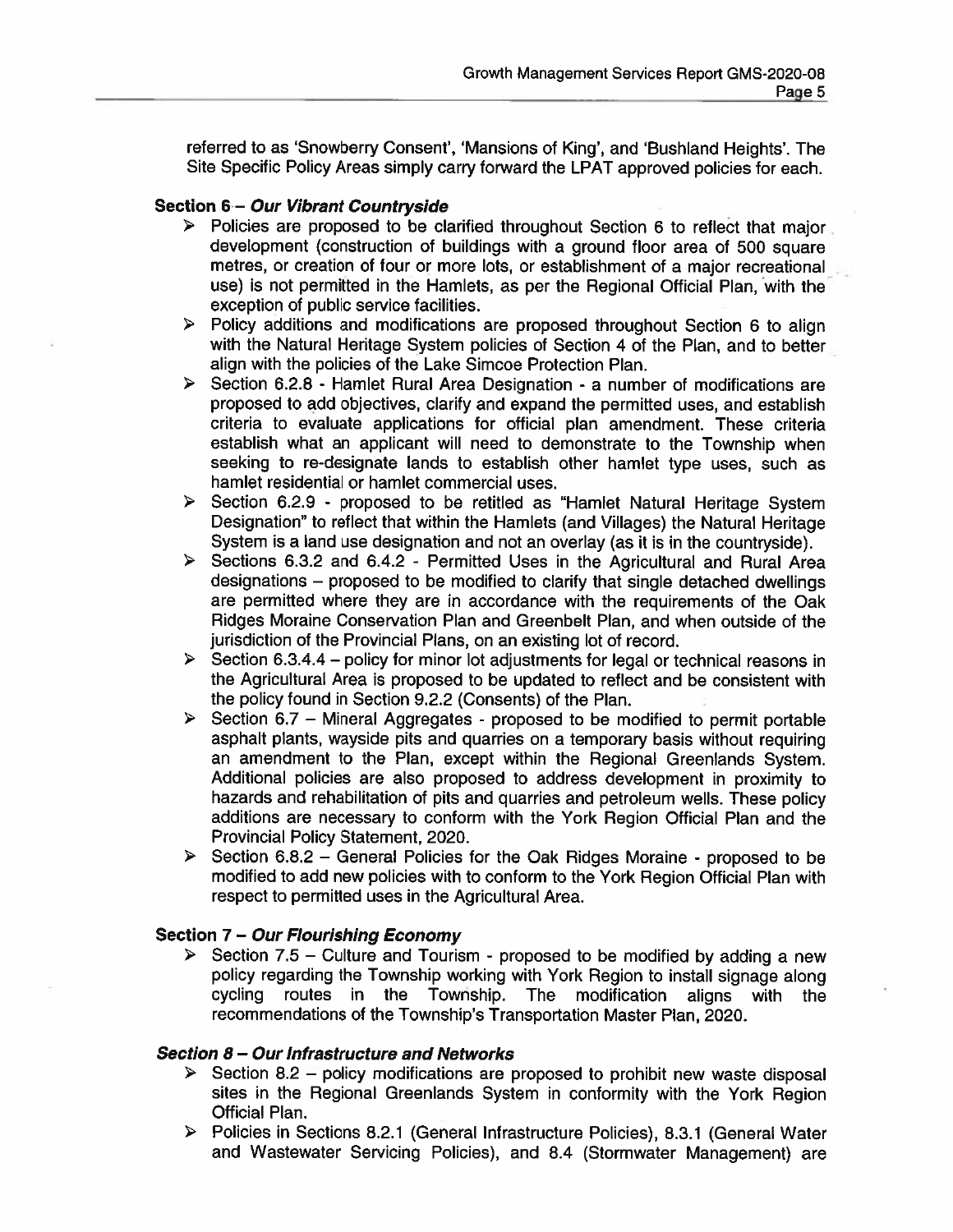referred to as 'Snowberry Consent', 'Mansions of King', and 'Bushland Heights'. The Site Specific Policy Areas simply carry forward the LPAT approved policies for each.

**Section 6 – *Our Vibrant Countryside***

- Policies are proposed to be clarified throughout Section 6 to reflect that major development (construction of buildings with a ground floor area of 500 square metres, or creation of four or more lots, or establishment of a major recreational use) is not permitted in the Hamlets, as per the Regional Official Plan, with the exception of public service facilities.
- Policy additions and modifications are proposed throughout Section 6 to align with the Natural Heritage System policies of Section 4 of the Plan, and to better align with the policies of the Lake Simcoe Protection Plan.
- Section 6.2.8 - Hamlet Rural Area Designation - a number of modifications are proposed to add objectives, clarify and expand the permitted uses, and establish criteria to evaluate applications for official plan amendment. These criteria establish what an applicant will need to demonstrate to the Township when seeking to re-designate lands to establish other hamlet type uses, such as hamlet residential or hamlet commercial uses.
- Section 6.2.9 - proposed to be retitled as "Hamlet Natural Heritage System Designation" to reflect that within the Hamlets (and Villages) the Natural Heritage System is a land use designation and not an overlay (as it is in the countryside).
- Sections 6.3.2 and 6.4.2 - Permitted Uses in the Agricultural and Rural Area designations – proposed to be modified to clarify that single detached dwellings are permitted where they are in accordance with the requirements of the Oak Ridges Moraine Conservation Plan and Greenbelt Plan, and when outside of the jurisdiction of the Provincial Plans, on an existing lot of record.
- Section 6.3.4.4 – policy for minor lot adjustments for legal or technical reasons in the Agricultural Area is proposed to be updated to reflect and be consistent with the policy found in Section 9.2.2 (Consents) of the Plan.
- Section 6.7 – Mineral Aggregates - proposed to be modified to permit portable asphalt plants, wayside pits and quarries on a temporary basis without requiring an amendment to the Plan, except within the Regional Greenlands System. Additional policies are also proposed to address development in proximity to hazards and rehabilitation of pits and quarries and petroleum wells. These policy additions are necessary to conform with the York Region Official Plan and the Provincial Policy Statement, 2020.
- Section 6.8.2 – General Policies for the Oak Ridges Moraine - proposed to be modified to add new policies with to conform to the York Region Official Plan with respect to permitted uses in the Agricultural Area.

**Section 7 – *Our Flourishing Economy***

- Section 7.5 – Culture and Tourism - proposed to be modified by adding a new policy regarding the Township working with York Region to install signage along cycling routes in the Township. The modification aligns with the recommendations of the Township's Transportation Master Plan, 2020.

***Section 8 – Our Infrastructure and Networks***

- Section 8.2 – policy modifications are proposed to prohibit new waste disposal sites in the Regional Greenlands System in conformity with the York Region Official Plan.
- Policies in Sections 8.2.1 (General Infrastructure Policies), 8.3.1 (General Water and Wastewater Servicing Policies), and 8.4 (Stormwater Management) are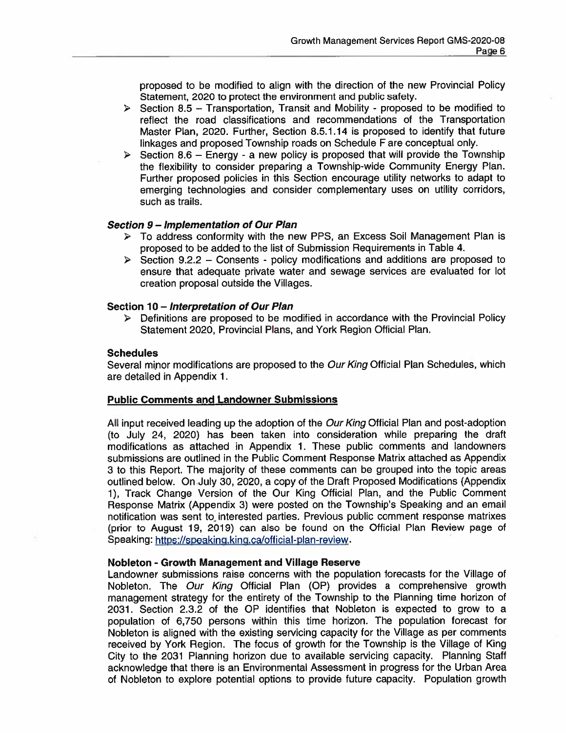proposed to be modified to align with the direction of the new Provincial Policy Statement, 2020 to protect the environment and public safety.

- Section 8.5 – Transportation, Transit and Mobility - proposed to be modified to reflect the road classifications and recommendations of the Transportation Master Plan, 2020. Further, Section 8.5.1.14 is proposed to identify that future linkages and proposed Township roads on Schedule F are conceptual only.
- Section 8.6 – Energy - a new policy is proposed that will provide the Township the flexibility to consider preparing a Township-wide Community Energy Plan. Further proposed policies in this Section encourage utility networks to adapt to emerging technologies and consider complementary uses on utility corridors, such as trails.

### *Section 9 – Implementation of Our Plan*

- To address conformity with the new PPS, an Excess Soil Management Plan is proposed to be added to the list of Submission Requirements in Table 4.
- Section 9.2.2 – Consents - policy modifications and additions are proposed to ensure that adequate private water and sewage services are evaluated for lot creation proposal outside the Villages.

### Section 10 – *Interpretation of Our Plan*

- Definitions are proposed to be modified in accordance with the Provincial Policy Statement 2020, Provincial Plans, and York Region Official Plan.

### Schedules

Several minor modifications are proposed to the *Our King* Official Plan Schedules, which are detailed in Appendix 1.

## Public Comments and Landowner Submissions

All input received leading up the adoption of the *Our King* Official Plan and post-adoption (to July 24, 2020) has been taken into consideration while preparing the draft modifications as attached in Appendix 1. These public comments and landowners submissions are outlined in the Public Comment Response Matrix attached as Appendix 3 to this Report. The majority of these comments can be grouped into the topic areas outlined below. On July 30, 2020, a copy of the Draft Proposed Modifications (Appendix 1), Track Change Version of the Our King Official Plan, and the Public Comment Response Matrix (Appendix 3) were posted on the Township's Speaking and an email notification was sent to interested parties. Previous public comment response matrixes (prior to August 19, 2019) can also be found on the Official Plan Review page of Speaking: https://speaking.king.ca/official-plan-review.

### Nobleton - Growth Management and Village Reserve

Landowner submissions raise concerns with the population forecasts for the Village of Nobleton. The *Our King* Official Plan (OP) provides a comprehensive growth management strategy for the entirety of the Township to the Planning time horizon of 2031. Section 2.3.2 of the OP identifies that Nobleton is expected to grow to a population of 6,750 persons within this time horizon. The population forecast for Nobleton is aligned with the existing servicing capacity for the Village as per comments received by York Region. The focus of growth for the Township is the Village of King City to the 2031 Planning horizon due to available servicing capacity. Planning Staff acknowledge that there is an Environmental Assessment in progress for the Urban Area of Nobleton to explore potential options to provide future capacity. Population growth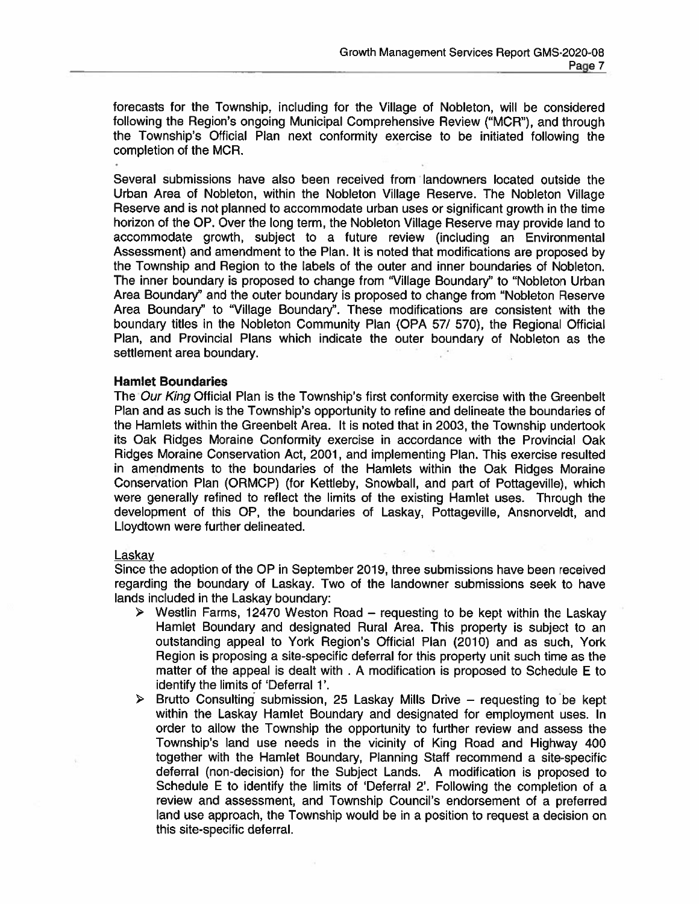forecasts for the Township, including for the Village of Nobleton, will be considered following the Region's ongoing Municipal Comprehensive Review ("MCR"), and through the Township's Official Plan next conformity exercise to be initiated following the completion of the MCR.

Several submissions have also been received from landowners located outside the Urban Area of Nobleton, within the Nobleton Village Reserve. The Nobleton Village Reserve and is not planned to accommodate urban uses or significant growth in the time horizon of the OP. Over the long term, the Nobleton Village Reserve may provide land to accommodate growth, subject to a future review (including an Environmental Assessment) and amendment to the Plan. It is noted that modifications are proposed by the Township and Region to the labels of the outer and inner boundaries of Nobleton. The inner boundary is proposed to change from "Village Boundary" to "Nobleton Urban Area Boundary" and the outer boundary is proposed to change from "Nobleton Reserve Area Boundary" to "Village Boundary". These modifications are consistent with the boundary titles in the Nobleton Community Plan (OPA 57/ 570), the Regional Official Plan, and Provincial Plans which indicate the outer boundary of Nobleton as the settlement area boundary.

**Hamlet Boundaries**

The *Our King* Official Plan is the Township's first conformity exercise with the Greenbelt Plan and as such is the Township's opportunity to refine and delineate the boundaries of the Hamlets within the Greenbelt Area. It is noted that in 2003, the Township undertook its Oak Ridges Moraine Conformity exercise in accordance with the Provincial Oak Ridges Moraine Conservation Act, 2001, and implementing Plan. This exercise resulted in amendments to the boundaries of the Hamlets within the Oak Ridges Moraine Conservation Plan (ORMCP) (for Kettleby, Snowball, and part of Pottageville), which were generally refined to reflect the limits of the existing Hamlet uses. Through the development of this OP, the boundaries of Laskay, Pottageville, Ansnorveldt, and Lloydtown were further delineated.

Laskay

Since the adoption of the OP in September 2019, three submissions have been received regarding the boundary of Laskay. Two of the landowner submissions seek to have lands included in the Laskay boundary:

- Westlin Farms, 12470 Weston Road – requesting to be kept within the Laskay Hamlet Boundary and designated Rural Area. This property is subject to an outstanding appeal to York Region's Official Plan (2010) and as such, York Region is proposing a site-specific deferral for this property unit such time as the matter of the appeal is dealt with . A modification is proposed to Schedule E to identify the limits of 'Deferral 1'.
- Brutto Consulting submission, 25 Laskay Mills Drive – requesting to be kept within the Laskay Hamlet Boundary and designated for employment uses. In order to allow the Township the opportunity to further review and assess the Township's land use needs in the vicinity of King Road and Highway 400 together with the Hamlet Boundary, Planning Staff recommend a site-specific deferral (non-decision) for the Subject Lands. A modification is proposed to Schedule E to identify the limits of 'Deferral 2'. Following the completion of a review and assessment, and Township Council's endorsement of a preferred land use approach, the Township would be in a position to request a decision on this site-specific deferral.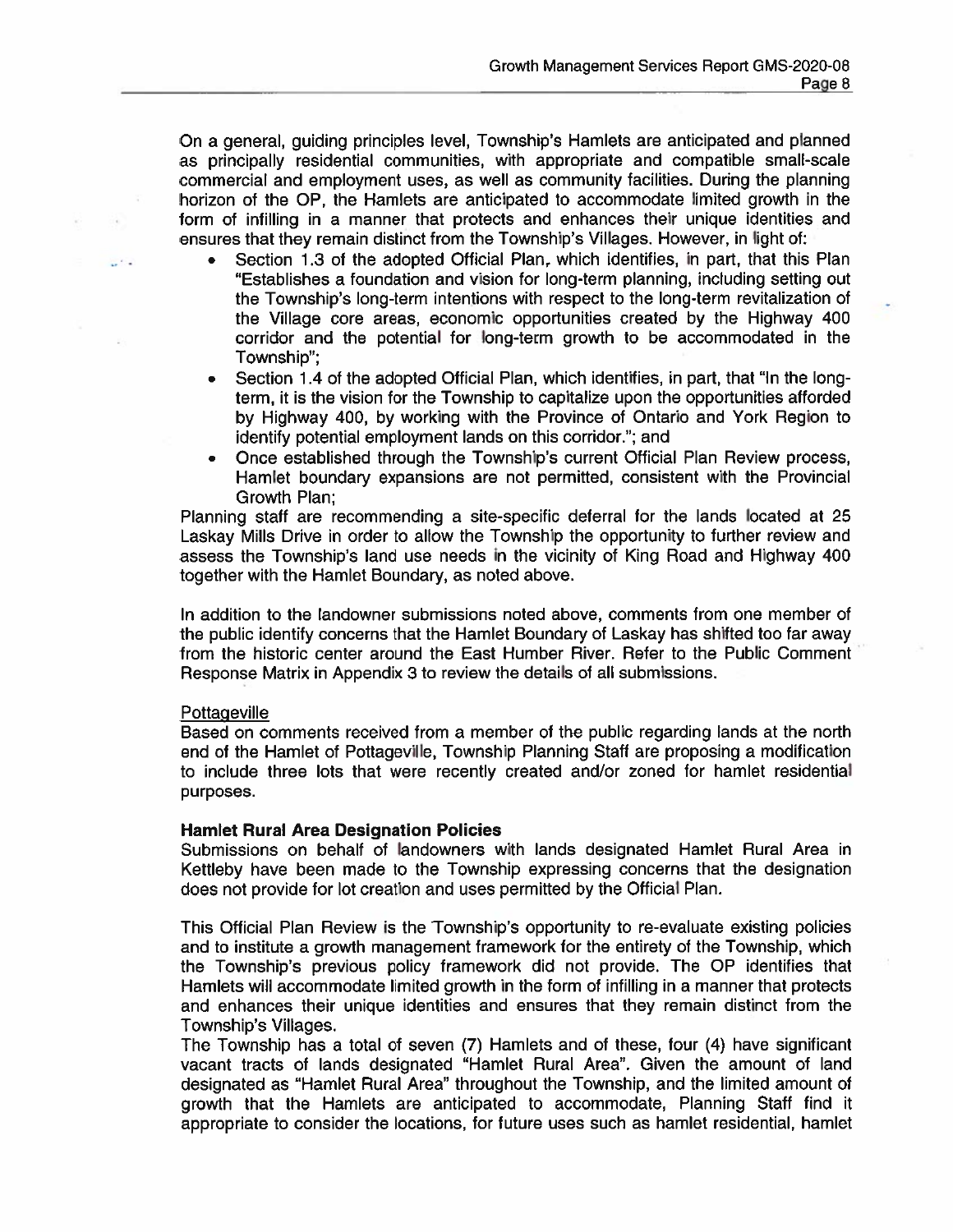On a general, guiding principles level, Township's Hamlets are anticipated and planned as principally residential communities, with appropriate and compatible small-scale commercial and employment uses, as well as community facilities. During the planning horizon of the OP, the Hamlets are anticipated to accommodate limited growth in the form of infilling in a manner that protects and enhances their unique identities and ensures that they remain distinct from the Township's Villages. However, in light of:

- Section 1.3 of the adopted Official Plan, which identifies, in part, that this Plan "Establishes a foundation and vision for long-term planning, including setting out the Township's long-term intentions with respect to the long-term revitalization of the Village core areas, economic opportunities created by the Highway 400 corridor and the potential for long-term growth to be accommodated in the Township";
- Section 1.4 of the adopted Official Plan, which identifies, in part, that "In the long-term, it is the vision for the Township to capitalize upon the opportunities afforded by Highway 400, by working with the Province of Ontario and York Region to identify potential employment lands on this corridor."; and
- Once established through the Township's current Official Plan Review process, Hamlet boundary expansions are not permitted, consistent with the Provincial Growth Plan;

Planning staff are recommending a site-specific deferral for the lands located at 25 Laskay Mills Drive in order to allow the Township the opportunity to further review and assess the Township's land use needs in the vicinity of King Road and Highway 400 together with the Hamlet Boundary, as noted above.

In addition to the landowner submissions noted above, comments from one member of the public identify concerns that the Hamlet Boundary of Laskay has shifted too far away from the historic center around the East Humber River. Refer to the Public Comment Response Matrix in Appendix 3 to review the details of all submissions.

Pottageville

Based on comments received from a member of the public regarding lands at the north end of the Hamlet of Pottageville, Township Planning Staff are proposing a modification to include three lots that were recently created and/or zoned for hamlet residential purposes.

**Hamlet Rural Area Designation Policies**

Submissions on behalf of landowners with lands designated Hamlet Rural Area in Kettleby have been made to the Township expressing concerns that the designation does not provide for lot creation and uses permitted by the Official Plan.

This Official Plan Review is the Township's opportunity to re-evaluate existing policies and to institute a growth management framework for the entirety of the Township, which the Township's previous policy framework did not provide. The OP identifies that Hamlets will accommodate limited growth in the form of infilling in a manner that protects and enhances their unique identities and ensures that they remain distinct from the Township's Villages.

The Township has a total of seven (7) Hamlets and of these, four (4) have significant vacant tracts of lands designated "Hamlet Rural Area". Given the amount of land designated as "Hamlet Rural Area" throughout the Township, and the limited amount of growth that the Hamlets are anticipated to accommodate, Planning Staff find it appropriate to consider the locations, for future uses such as hamlet residential, hamlet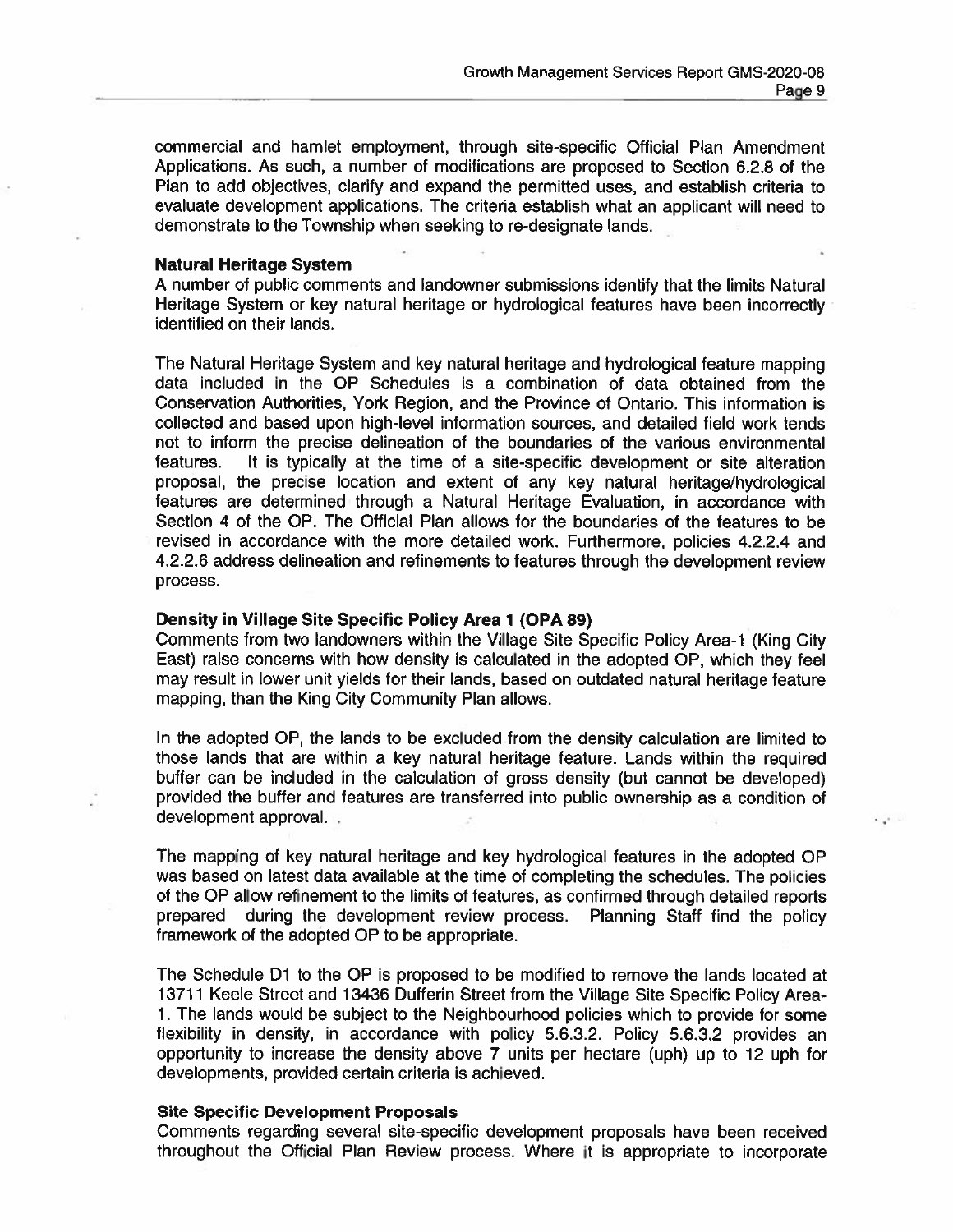commercial and hamlet employment, through site-specific Official Plan Amendment Applications. As such, a number of modifications are proposed to Section 6.2.8 of the Plan to add objectives, clarify and expand the permitted uses, and establish criteria to evaluate development applications. The criteria establish what an applicant will need to demonstrate to the Township when seeking to re-designate lands.

**Natural Heritage System**

A number of public comments and landowner submissions identify that the limits Natural Heritage System or key natural heritage or hydrological features have been incorrectly identified on their lands.

The Natural Heritage System and key natural heritage and hydrological feature mapping data included in the OP Schedules is a combination of data obtained from the Conservation Authorities, York Region, and the Province of Ontario. This information is collected and based upon high-level information sources, and detailed field work tends not to inform the precise delineation of the boundaries of the various environmental features. It is typically at the time of a site-specific development or site alteration proposal, the precise location and extent of any key natural heritage/hydrological features are determined through a Natural Heritage Evaluation, in accordance with Section 4 of the OP. The Official Plan allows for the boundaries of the features to be revised in accordance with the more detailed work. Furthermore, policies 4.2.2.4 and 4.2.2.6 address delineation and refinements to features through the development review process.

**Density in Village Site Specific Policy Area 1 (OPA 89)**

Comments from two landowners within the Village Site Specific Policy Area-1 (King City East) raise concerns with how density is calculated in the adopted OP, which they feel may result in lower unit yields for their lands, based on outdated natural heritage feature mapping, than the King City Community Plan allows.

In the adopted OP, the lands to be excluded from the density calculation are limited to those lands that are within a key natural heritage feature. Lands within the required buffer can be included in the calculation of gross density (but cannot be developed) provided the buffer and features are transferred into public ownership as a condition of development approval.

The mapping of key natural heritage and key hydrological features in the adopted OP was based on latest data available at the time of completing the schedules. The policies of the OP allow refinement to the limits of features, as confirmed through detailed reports prepared during the development review process. Planning Staff find the policy framework of the adopted OP to be appropriate.

The Schedule D1 to the OP is proposed to be modified to remove the lands located at 13711 Keele Street and 13436 Dufferin Street from the Village Site Specific Policy Area-1. The lands would be subject to the Neighbourhood policies which to provide for some flexibility in density, in accordance with policy 5.6.3.2. Policy 5.6.3.2 provides an opportunity to increase the density above 7 units per hectare (uph) up to 12 uph for developments, provided certain criteria is achieved.

**Site Specific Development Proposals**

Comments regarding several site-specific development proposals have been received throughout the Official Plan Review process. Where it is appropriate to incorporate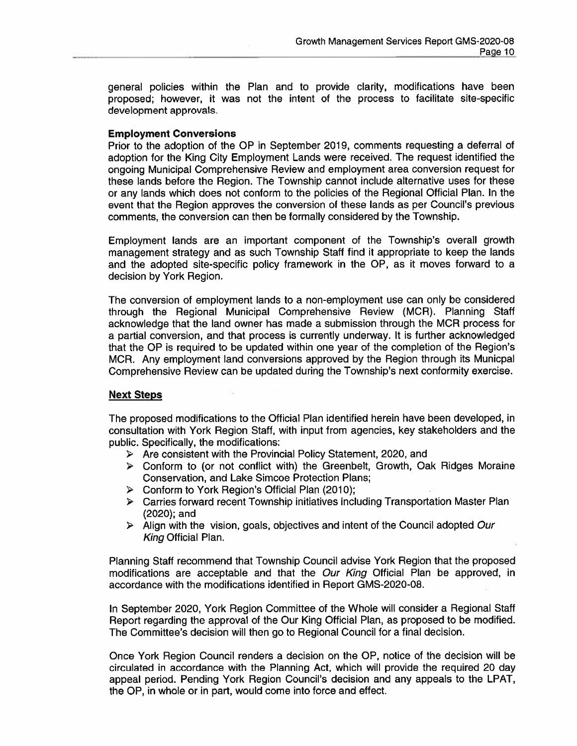general policies within the Plan and to provide clarity, modifications have been proposed; however, it was not the intent of the process to facilitate site-specific development approvals.

**Employment Conversions**

Prior to the adoption of the OP in September 2019, comments requesting a deferral of adoption for the King City Employment Lands were received. The request identified the ongoing Municipal Comprehensive Review and employment area conversion request for these lands before the Region. The Township cannot include alternative uses for these or any lands which does not conform to the policies of the Regional Official Plan. In the event that the Region approves the conversion of these lands as per Council's previous comments, the conversion can then be formally considered by the Township.

Employment lands are an important component of the Township's overall growth management strategy and as such Township Staff find it appropriate to keep the lands and the adopted site-specific policy framework in the OP, as it moves forward to a decision by York Region.

The conversion of employment lands to a non-employment use can only be considered through the Regional Municipal Comprehensive Review (MCR). Planning Staff acknowledge that the land owner has made a submission through the MCR process for a partial conversion, and that process is currently underway. It is further acknowledged that the OP is required to be updated within one year of the completion of the Region's MCR. Any employment land conversions approved by the Region through its Municpal Comprehensive Review can be updated during the Township's next conformity exercise.

## Next Steps

The proposed modifications to the Official Plan identified herein have been developed, in consultation with York Region Staff, with input from agencies, key stakeholders and the public. Specifically, the modifications:

- Are consistent with the Provincial Policy Statement, 2020, and
- Conform to (or not conflict with) the Greenbelt, Growth, Oak Ridges Moraine Conservation, and Lake Simcoe Protection Plans;
- Conform to York Region's Official Plan (2010);
- Carries forward recent Township initiatives including Transportation Master Plan (2020); and
- Align with the vision, goals, objectives and intent of the Council adopted *Our King* Official Plan.

Planning Staff recommend that Township Council advise York Region that the proposed modifications are acceptable and that the *Our King* Official Plan be approved, in accordance with the modifications identified in Report GMS-2020-08.

In September 2020, York Region Committee of the Whole will consider a Regional Staff Report regarding the approval of the Our King Official Plan, as proposed to be modified. The Committee's decision will then go to Regional Council for a final decision.

Once York Region Council renders a decision on the OP, notice of the decision will be circulated in accordance with the Planning Act, which will provide the required 20 day appeal period. Pending York Region Council's decision and any appeals to the LPAT, the OP, in whole or in part, would come into force and effect.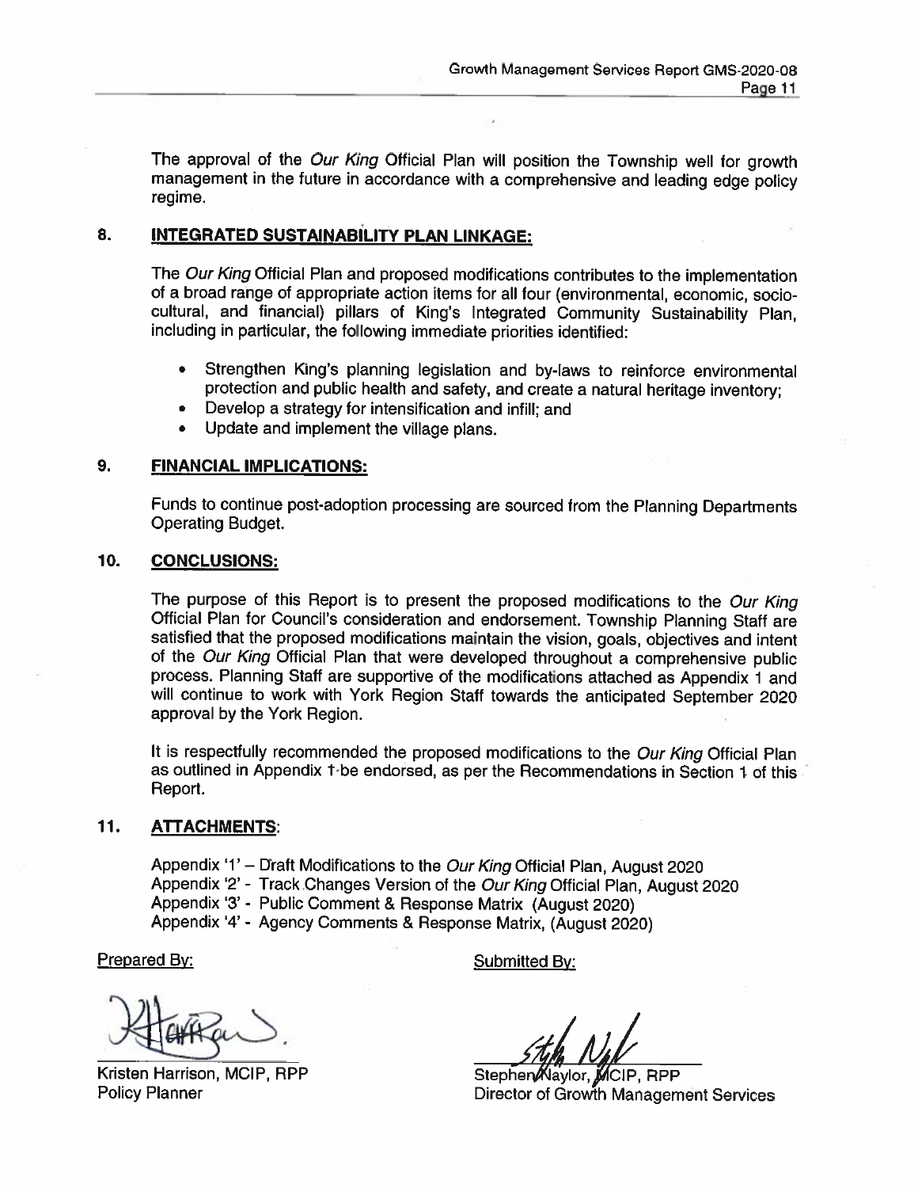The approval of the *Our King* Official Plan will position the Township well for growth management in the future in accordance with a comprehensive and leading edge policy regime.

## 8. INTEGRATED SUSTAINABILITY PLAN LINKAGE:

The *Our King* Official Plan and proposed modifications contributes to the implementation of a broad range of appropriate action items for all four (environmental, economic, socio-cultural, and financial) pillars of King's Integrated Community Sustainability Plan, including in particular, the following immediate priorities identified:

- Strengthen King's planning legislation and by-laws to reinforce environmental protection and public health and safety, and create a natural heritage inventory;
- Develop a strategy for intensification and infill; and
- Update and implement the village plans.

## 9. FINANCIAL IMPLICATIONS:

Funds to continue post-adoption processing are sourced from the Planning Departments Operating Budget.

## 10. CONCLUSIONS:

The purpose of this Report is to present the proposed modifications to the *Our King* Official Plan for Council's consideration and endorsement. Township Planning Staff are satisfied that the proposed modifications maintain the vision, goals, objectives and intent of the *Our King* Official Plan that were developed throughout a comprehensive public process. Planning Staff are supportive of the modifications attached as Appendix 1 and will continue to work with York Region Staff towards the anticipated September 2020 approval by the York Region.

It is respectfully recommended the proposed modifications to the *Our King* Official Plan as outlined in Appendix 1 be endorsed, as per the Recommendations in Section 1 of this Report.

## 11. ATTACHMENTS:

Appendix '1' – Draft Modifications to the *Our King* Official Plan, August 2020
Appendix '2' - Track Changes Version of the *Our King* Official Plan, August 2020
Appendix '3' - Public Comment & Response Matrix (August 2020)
Appendix '4' - Agency Comments & Response Matrix, (August 2020)

| Prepared By: | Submitted By: |
|---|---|
| Kristen Harrison, MCIP, RPP | Stephen Naylor, MCIP, RPP |
| Policy Planner | Director of Growth Management Services |